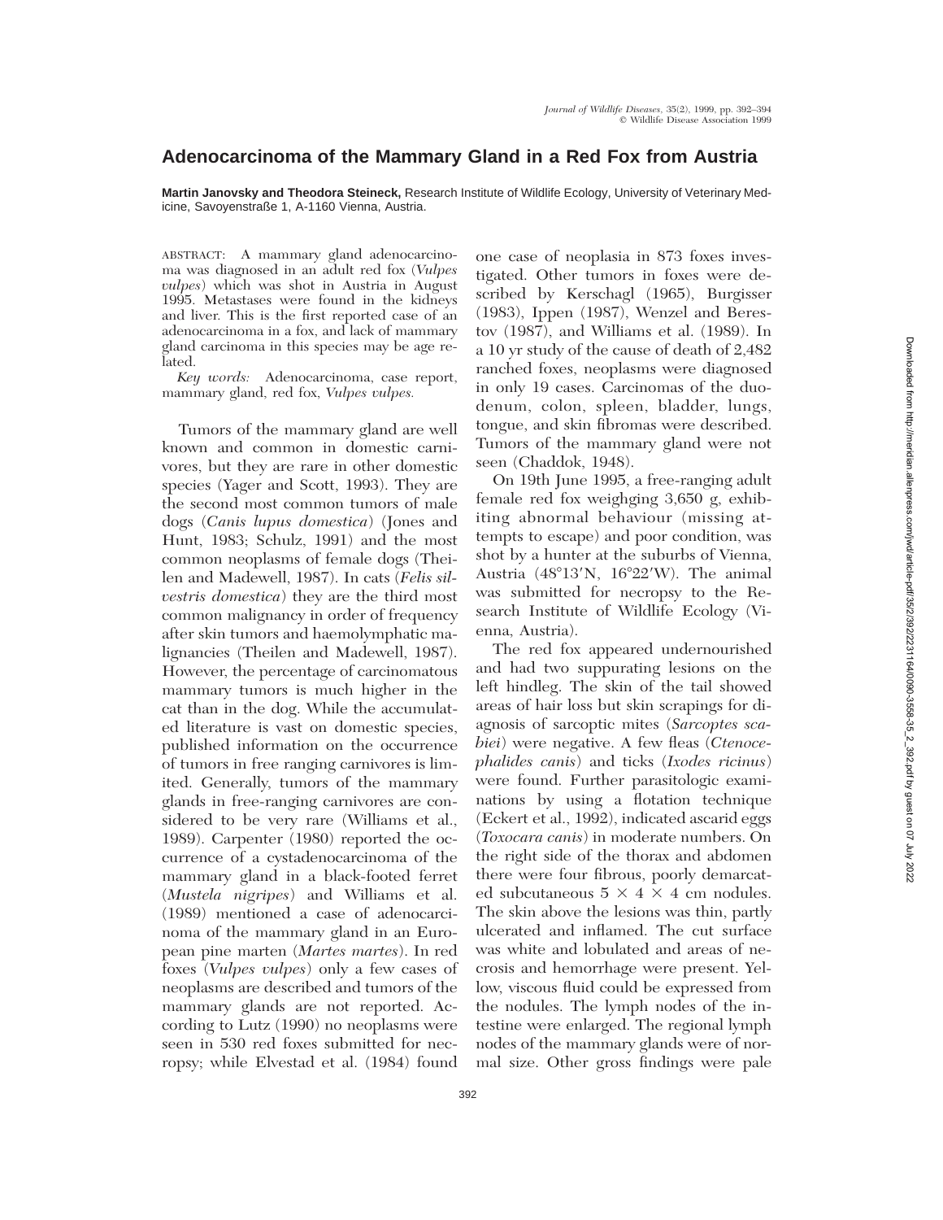# Adenocarcinoma of the Mammary Gland in a Red Fox from Austria

**Martin Janovsky and Theodora Steineck,** Research Institute of Wildlife Ecology, University of Veterinary Medicine, Savoyenstraße 1, A-1160 Vienna, Austria.

ABSTRACT: A mammary gland adenocarcinoma was diagnosed in an adult red fox (*Vulpes vulpes*) which was shot in Austria in August 1995. Metastases were found in the kidneys and liver. This is the first reported case of an adenocarcinoma in a fox, and lack of mammary gland carcinoma in this species may be age related.

*Key words:* Adenocarcinoma, case report, mammary gland, red fox, *Vulpes vulpes.*

Tumors of the mammary gland are well known and common in domestic carnivores, but they are rare in other domestic species (Yager and Scott, 1993). They are the second most common tumors of male dogs (*Canis lupus domestica*) (Jones and Hunt, 1983; Schulz, 1991) and the most common neoplasms of female dogs (Theilen and Madewell, 1987). In cats (*Felis silvestris domestica*) they are the third most common malignancy in order of frequency after skin tumors and haemolymphatic malignancies (Theilen and Madewell, 1987). However, the percentage of carcinomatous mammary tumors is much higher in the cat than in the dog. While the accumulated literature is vast on domestic species, published information on the occurrence of tumors in free ranging carnivores is limited. Generally, tumors of the mammary glands in free-ranging carnivores are considered to be very rare (Williams et al., 1989). Carpenter (1980) reported the occurrence of a cystadenocarcinoma of the mammary gland in a black-footed ferret (*Mustela nigripes*) and Williams et al. (1989) mentioned a case of adenocarcinoma of the mammary gland in an European pine marten (*Martes martes*). In red foxes (*Vulpes vulpes*) only a few cases of neoplasms are described and tumors of the mammary glands are not reported. According to Lutz (1990) no neoplasms were seen in 530 red foxes submitted for necropsy; while Elvestad et al. (1984) found one case of neoplasia in 873 foxes investigated. Other tumors in foxes were described by Kerschagl (1965), Burgisser (1983), Ippen (1987), Wenzel and Berestov (1987), and Williams et al. (1989). In a 10 yr study of the cause of death of 2,482 ranched foxes, neoplasms were diagnosed in only 19 cases. Carcinomas of the duodenum, colon, spleen, bladder, lungs, tongue, and skin fibromas were described. Tumors of the mammary gland were not seen (Chaddok, 1948).

On 19th June 1995, a free-ranging adult female red fox weighging 3,650 g, exhibiting abnormal behaviour (missing attempts to escape) and poor condition, was shot by a hunter at the suburbs of Vienna, Austria (48°13′N, 16°22′W). The animal was submitted for necropsy to the Research Institute of Wildlife Ecology (Vienna, Austria).

The red fox appeared undernourished and had two suppurating lesions on the left hindleg. The skin of the tail showed areas of hair loss but skin scrapings for diagnosis of sarcoptic mites (*Sarcoptes scabiei*) were negative. A few fleas (*Ctenocephalides canis*) and ticks (*Ixodes ricinus*) were found. Further parasitologic examinations by using a flotation technique (Eckert et al., 1992), indicated ascarid eggs (*Toxocara canis*) in moderate numbers. On the right side of the thorax and abdomen there were four fibrous, poorly demarcated subcutaneous $5 \times 4 \times 4$ cm nodules. The skin above the lesions was thin, partly ulcerated and inflamed. The cut surface was white and lobulated and areas of necrosis and hemorrhage were present. Yellow, viscous fluid could be expressed from the nodules. The lymph nodes of the intestine were enlarged. The regional lymph nodes of the mammary glands were of normal size. Other gross findings were pale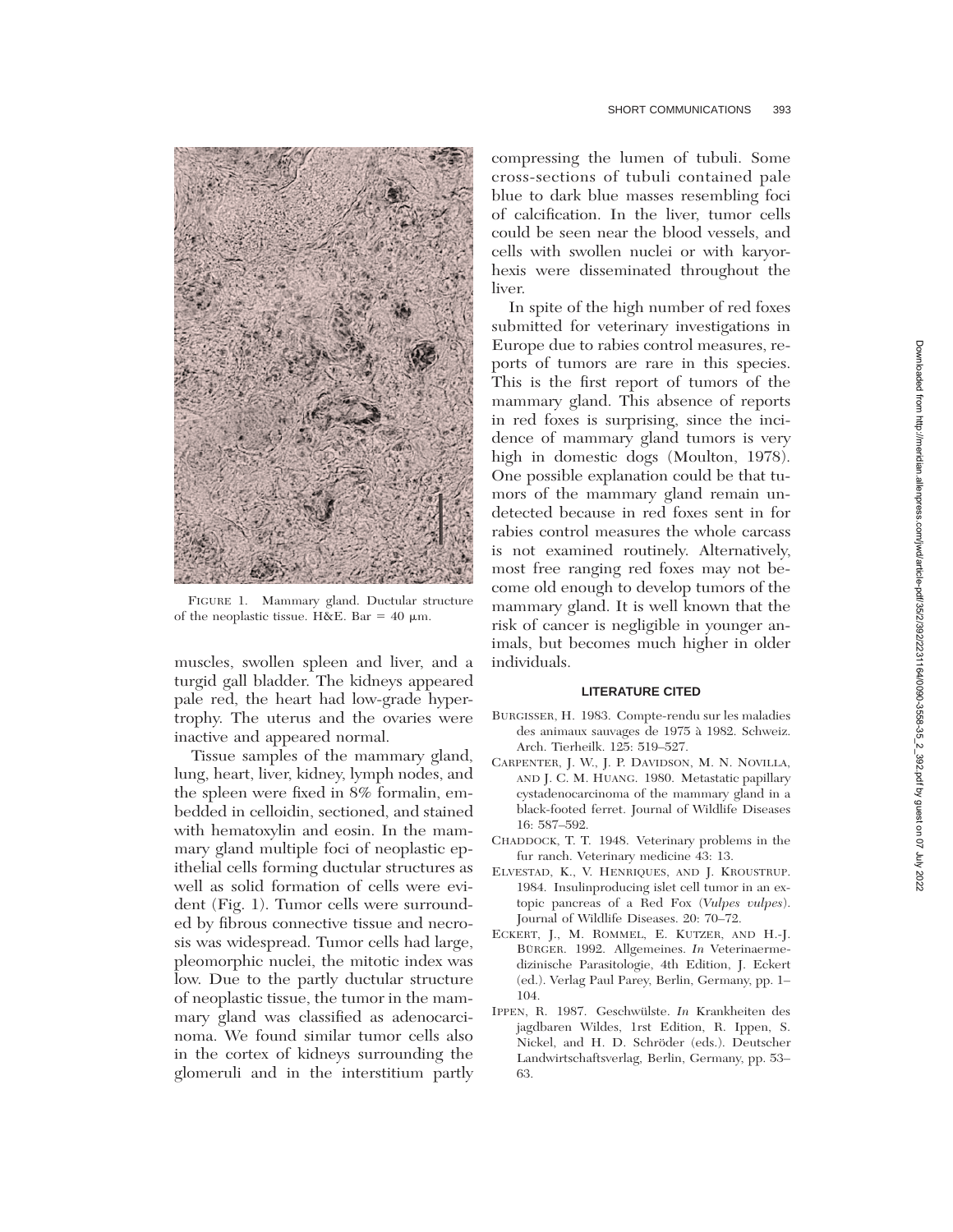FIGURE 1. Mammary gland. Ductular structure of the neoplastic tissue. H&E. Bar = 40 μm.

muscles, swollen spleen and liver, and a turgid gall bladder. The kidneys appeared pale red, the heart had low-grade hypertrophy. The uterus and the ovaries were inactive and appeared normal.

Tissue samples of the mammary gland, lung, heart, liver, kidney, lymph nodes, and the spleen were fixed in 8% formalin, embedded in celloidin, sectioned, and stained with hematoxylin and eosin. In the mammary gland multiple foci of neoplastic epithelial cells forming ductular structures as well as solid formation of cells were evident (Fig. 1). Tumor cells were surrounded by fibrous connective tissue and necrosis was widespread. Tumor cells had large, pleomorphic nuclei, the mitotic index was low. Due to the partly ductular structure of neoplastic tissue, the tumor in the mammary gland was classified as adenocarcinoma. We found similar tumor cells also in the cortex of kidneys surrounding the glomeruli and in the interstitium partly compressing the lumen of tubuli. Some cross-sections of tubuli contained pale blue to dark blue masses resembling foci of calcification. In the liver, tumor cells could be seen near the blood vessels, and cells with swollen nuclei or with karyorhexis were disseminated throughout the liver.

In spite of the high number of red foxes submitted for veterinary investigations in Europe due to rabies control measures, reports of tumors are rare in this species. This is the first report of tumors of the mammary gland. This absence of reports in red foxes is surprising, since the incidence of mammary gland tumors is very high in domestic dogs (Moulton, 1978). One possible explanation could be that tumors of the mammary gland remain undetected because in red foxes sent in for rabies control measures the whole carcass is not examined routinely. Alternatively, most free ranging red foxes may not become old enough to develop tumors of the mammary gland. It is well known that the risk of cancer is negligible in younger animals, but becomes much higher in older individuals.

## LITERATURE CITED

BURGISSER, H. 1983. Compte-rendu sur les maladies des animaux sauvages de 1975 à 1982. Schweiz. Arch. Tierheilk. 125: 519–527.

CARPENTER, J. W., J. P. DAVIDSON, M. N. NOVILLA, AND J. C. M. HUANG. 1980. Metastatic papillary cystadenocarcinoma of the mammary gland in a black-footed ferret. Journal of Wildlife Diseases 16: 587–592.

CHADDOCK, T. T. 1948. Veterinary problems in the fur ranch. Veterinary medicine 43: 13.

ELVESTAD, K., V. HENRIQUES, AND J. KROUSTRUP. 1984. Insulinproducing islet cell tumor in an ectopic pancreas of a Red Fox (*Vulpes vulpes*). Journal of Wildlife Diseases. 20: 70–72.

ECKERT, J., M. ROMMEL, E. KUTZER, AND H.-J. BÜRGER. 1992. Allgemeines. *In* Veterinaermedizinische Parasitologie, 4th Edition, J. Eckert (ed.). Verlag Paul Parey, Berlin, Germany, pp. 1–104.

IPPEN, R. 1987. Geschwülste. *In* Krankheiten des jagdbaren Wildes, 1rst Edition, R. Ippen, S. Nickel, and H. D. Schröder (eds.). Deutscher Landwirtschaftsverlag, Berlin, Germany, pp. 53–63.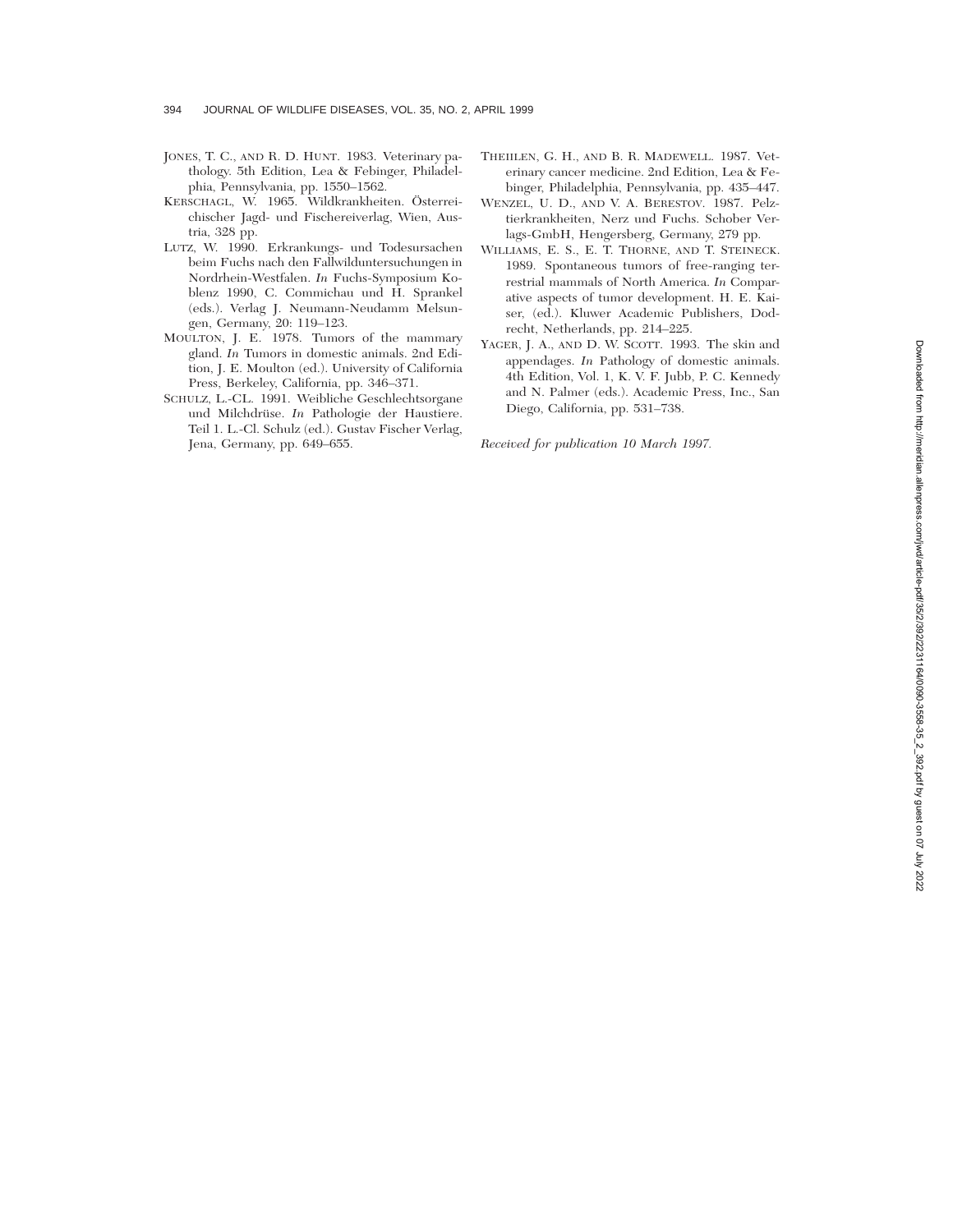JONES, T. C., AND R. D. HUNT. 1983. Veterinary pathology. 5th Edition, Lea & Febinger, Philadelphia, Pennsylvania, pp. 1550–1562.

KERSCHAGL, W. 1965. Wildkrankheiten. Österreichischer Jagd- und Fischereiverlag, Wien, Austria, 328 pp.

LUTZ, W. 1990. Erkrankungs- und Todesursachen beim Fuchs nach den Fallwilduntersuchungen in Nordrhein-Westfalen. *In* Fuchs-Symposium Koblenz 1990, C. Commichau und H. Sprankel (eds.). Verlag J. Neumann-Neudamm Melsungen, Germany, 20: 119–123.

MOULTON, J. E. 1978. Tumors of the mammary gland. *In* Tumors in domestic animals. 2nd Edition, J. E. Moulton (ed.). University of California Press, Berkeley, California, pp. 346–371.

SCHULZ, L.-CL. 1991. Weibliche Geschlechtsorgane und Milchdrüse. *In* Pathologie der Haustiere. Teil 1. L.-Cl. Schulz (ed.). Gustav Fischer Verlag, Jena, Germany, pp. 649–655.

THEILEN, G. H., AND B. R. MADEWELL. 1987. Veterinary cancer medicine. 2nd Edition, Lea & Febinger, Philadelphia, Pennsylvania, pp. 435–447.

WENZEL, U. D., AND V. A. BERESTOV. 1987. Pelztierkrankheiten, Nerz und Fuchs. Schober Verlags-GmbH, Hengersberg, Germany, 279 pp.

WILLIAMS, E. S., E. T. THORNE, AND T. STEINECK. 1989. Spontaneous tumors of free-ranging terrestrial mammals of North America. *In* Comparative aspects of tumor development. H. E. Kaiser, (ed.). Kluwer Academic Publishers, Dodrecht, Netherlands, pp. 214–225.

YAGER, J. A., AND D. W. SCOTT. 1993. The skin and appendages. *In* Pathology of domestic animals. 4th Edition, Vol. 1, K. V. F. Jubb, P. C. Kennedy and N. Palmer (eds.). Academic Press, Inc., San Diego, California, pp. 531–738.

*Received for publication 10 March 1997.*